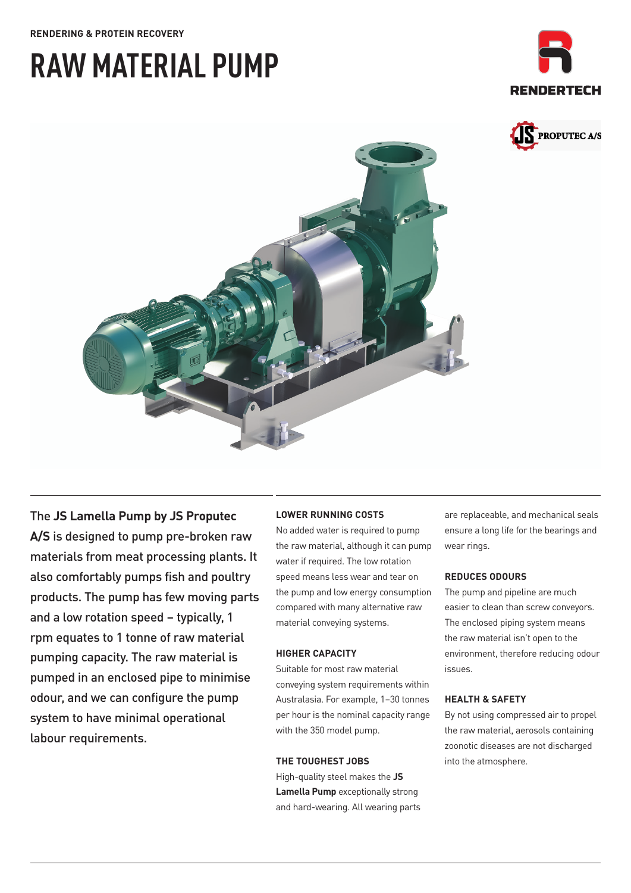RENDERING & PROTEIN RECOVERY

# RAW MATERIAL PUMP

RENDERTECH

JS PROPUTEC A/S

The **JS Lamella Pump by JS Proputec A/S** is designed to pump pre-broken raw materials from meat processing plants. It also comfortably pumps fish and poultry products. The pump has few moving parts and a low rotation speed – typically, 1 rpm equates to 1 tonne of raw material pumping capacity. The raw material is pumped in an enclosed pipe to minimise odour, and we can configure the pump system to have minimal operational labour requirements.

### LOWER RUNNING COSTS

No added water is required to pump the raw material, although it can pump water if required. The low rotation speed means less wear and tear on the pump and low energy consumption compared with many alternative raw material conveying systems.

### HIGHER CAPACITY

Suitable for most raw material conveying system requirements within Australasia. For example, 1–30 tonnes per hour is the nominal capacity range with the 350 model pump.

### THE TOUGHEST JOBS

High-quality steel makes the **JS Lamella Pump** exceptionally strong and hard-wearing. All wearing parts are replaceable, and mechanical seals ensure a long life for the bearings and wear rings.

### REDUCES ODOURS

The pump and pipeline are much easier to clean than screw conveyors. The enclosed piping system means the raw material isn't open to the environment, therefore reducing odour issues.

### HEALTH & SAFETY

By not using compressed air to propel the raw material, aerosols containing zoonotic diseases are not discharged into the atmosphere.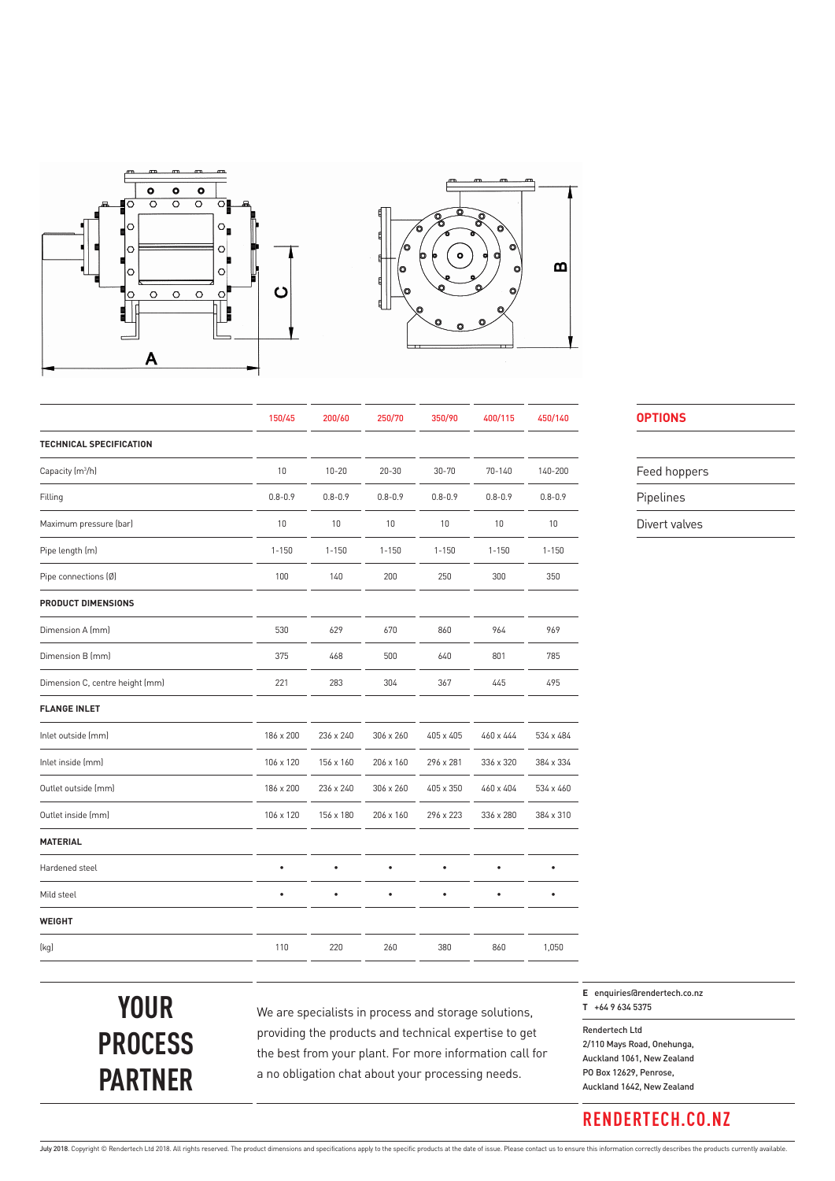A

C

B

| | 150/45 | 200/60 | 250/70 | 350/90 | 400/115 | 450/140 |
|---|---|---|---|---|---|---|
| **TECHNICAL SPECIFICATION** | | | | | | |
| Capacity (m³/h) | 10 | 10-20 | 20-30 | 30-70 | 70-140 | 140-200 |
| Filling | 0.8-0.9 | 0.8-0.9 | 0.8-0.9 | 0.8-0.9 | 0.8-0.9 | 0.8-0.9 |
| Maximum pressure (bar) | 10 | 10 | 10 | 10 | 10 | 10 |
| Pipe length (m) | 1-150 | 1-150 | 1-150 | 1-150 | 1-150 | 1-150 |
| Pipe connections (Ø) | 100 | 140 | 200 | 250 | 300 | 350 |
| **PRODUCT DIMENSIONS** | | | | | | |
| Dimension A (mm) | 530 | 629 | 670 | 860 | 964 | 969 |
| Dimension B (mm) | 375 | 468 | 500 | 640 | 801 | 785 |
| Dimension C, centre height (mm) | 221 | 283 | 304 | 367 | 445 | 495 |
| **FLANGE INLET** | | | | | | |
| Inlet outside (mm) | 186 x 200 | 236 x 240 | 306 x 260 | 405 x 405 | 460 x 444 | 534 x 484 |
| Inlet inside (mm) | 106 x 120 | 156 x 160 | 206 x 160 | 296 x 281 | 336 x 320 | 384 x 334 |
| Outlet outside (mm) | 186 x 200 | 236 x 240 | 306 x 260 | 405 x 350 | 460 x 404 | 534 x 460 |
| Outlet inside (mm) | 106 x 120 | 156 x 180 | 206 x 160 | 296 x 223 | 336 x 280 | 384 x 310 |
| **MATERIAL** | | | | | | |
| Hardened steel | • | • | • | • | • | • |
| Mild steel | • | • | • | • | • | • |
| **WEIGHT** | | | | | | |
| (kg) | 110 | 220 | 260 | 380 | 860 | 1,050 |

## OPTIONS

- Feed hoppers
- Pipelines
- Divert valves

# YOUR PROCESS PARTNER

We are specialists in process and storage solutions, providing the products and technical expertise to get the best from your plant. For more information call for a no obligation chat about your processing needs.

**E** enquiries@rendertech.co.nz
**T** +64 9 634 5375

Rendertech Ltd
2/110 Mays Road, Onehunga,
Auckland 1061, New Zealand
PO Box 12629, Penrose,
Auckland 1642, New Zealand

**RENDERTECH.CO.NZ**

July 2018. Copyright © Rendertech Ltd 2018. All rights reserved. The product dimensions and specifications apply to the specific products at the date of issue. Please contact us to ensure this information correctly describes the products currently available.